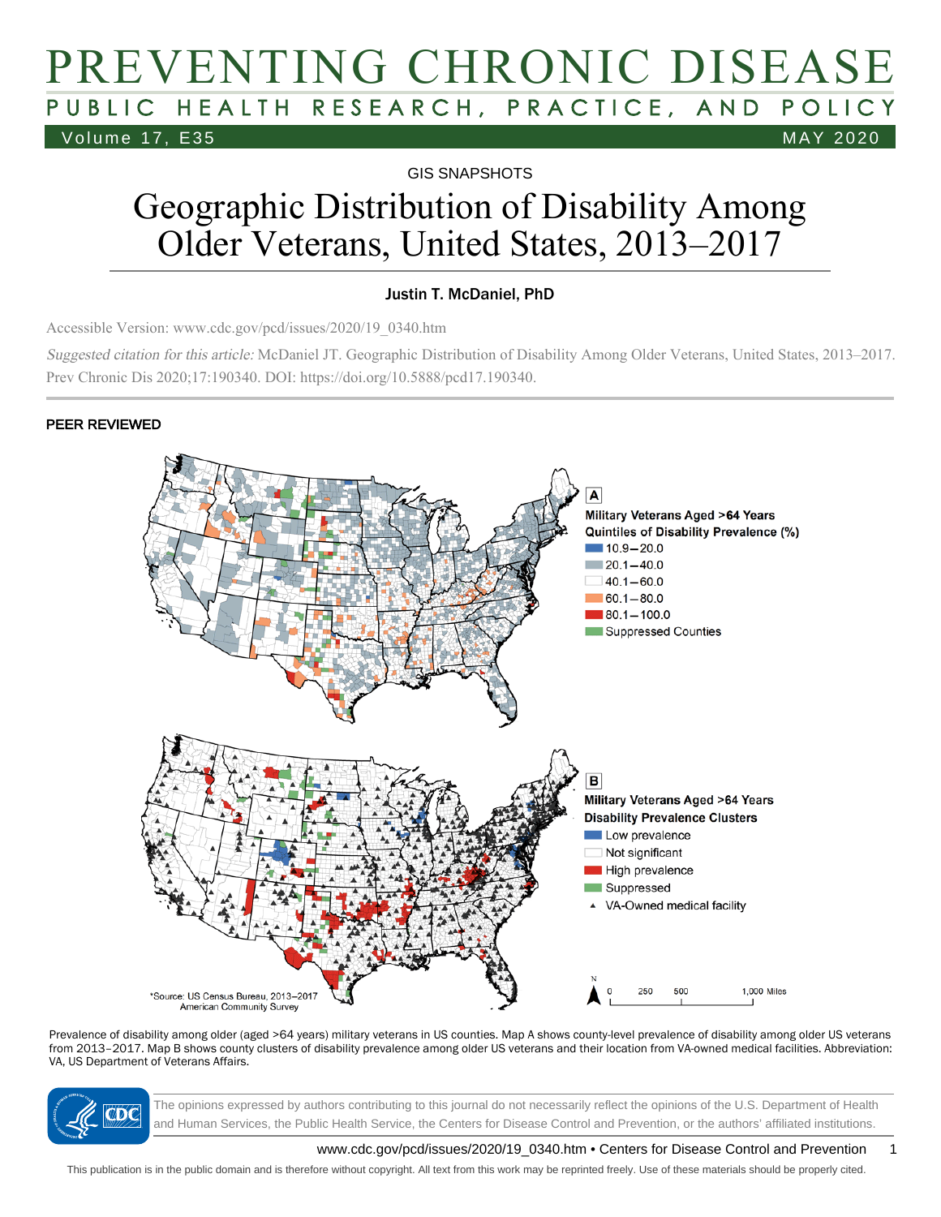GIS SNAPSHOTS

# Geographic Distribution of Disability Among Older Veterans, United States, 2013–2017

Justin T. McDaniel, PhD

Accessible Version: www.cdc.gov/pcd/issues/2020/19_0340.htm

*Suggested citation for this article:* McDaniel JT. Geographic Distribution of Disability Among Older Veterans, United States, 2013–2017. Prev Chronic Dis 2020;17:190340. DOI: https://doi.org/10.5888/pcd17.190340.

**PEER REVIEWED**

Prevalence of disability among older (aged >64 years) military veterans in US counties. Map A shows county-level prevalence of disability among older US veterans from 2013–2017. Map B shows county clusters of disability prevalence among older US veterans and their location from VA-owned medical facilities. Abbreviation: VA, US Department of Veterans Affairs.

The opinions expressed by authors contributing to this journal do not necessarily reflect the opinions of the U.S. Department of Health and Human Services, the Public Health Service, the Centers for Disease Control and Prevention, or the authors' affiliated institutions.

This publication is in the public domain and is therefore without copyright. All text from this work may be reprinted freely. Use of these materials should be properly cited.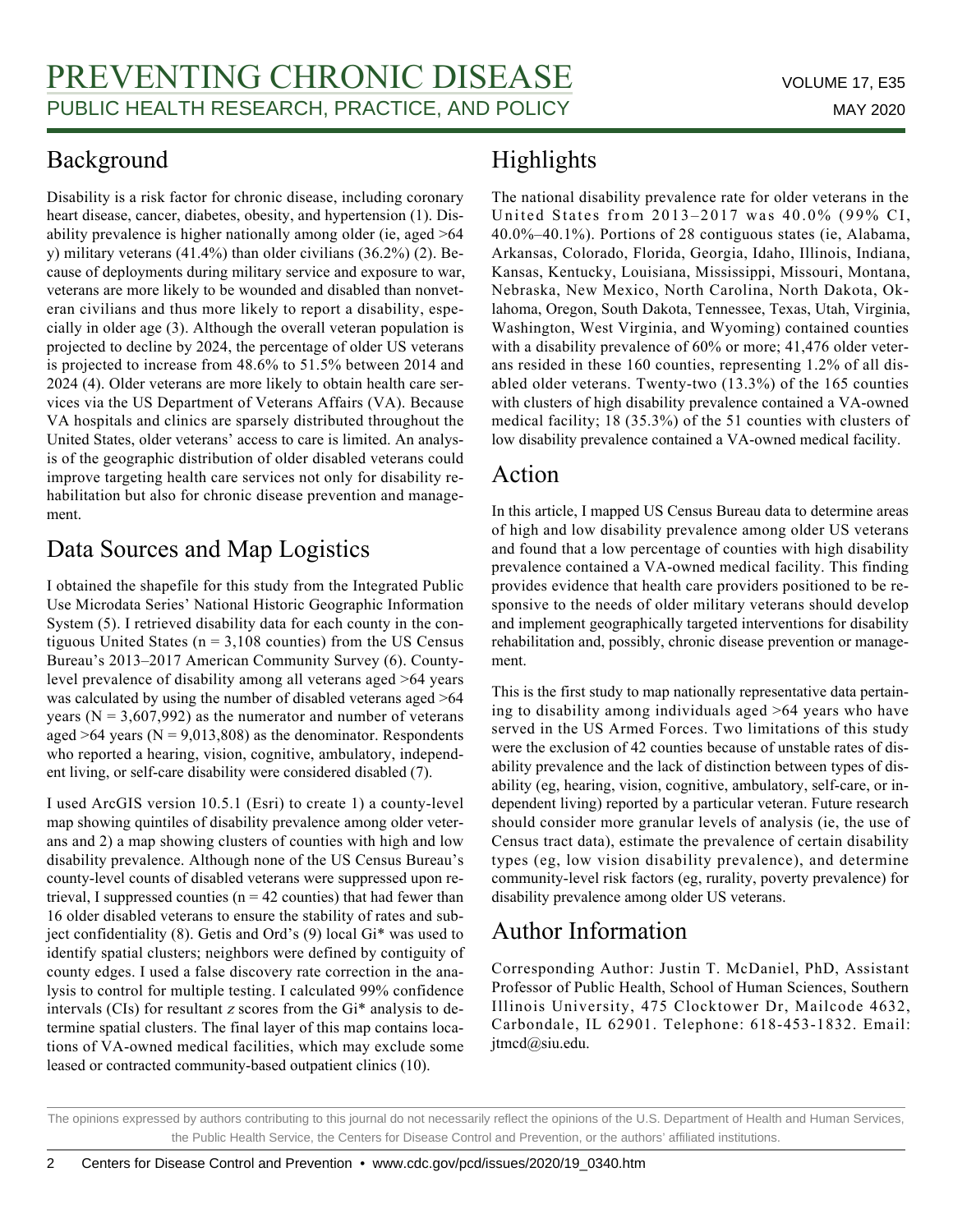## Background

Disability is a risk factor for chronic disease, including coronary heart disease, cancer, diabetes, obesity, and hypertension (1). Disability prevalence is higher nationally among older (ie, aged >64 y) military veterans (41.4%) than older civilians (36.2%) (2). Because of deployments during military service and exposure to war, veterans are more likely to be wounded and disabled than nonveteran civilians and thus more likely to report a disability, especially in older age (3). Although the overall veteran population is projected to decline by 2024, the percentage of older US veterans is projected to increase from 48.6% to 51.5% between 2014 and 2024 (4). Older veterans are more likely to obtain health care services via the US Department of Veterans Affairs (VA). Because VA hospitals and clinics are sparsely distributed throughout the United States, older veterans' access to care is limited. An analysis of the geographic distribution of older disabled veterans could improve targeting health care services not only for disability rehabilitation but also for chronic disease prevention and management.

## Data Sources and Map Logistics

I obtained the shapefile for this study from the Integrated Public Use Microdata Series' National Historic Geographic Information System (5). I retrieved disability data for each county in the contiguous United States (n = 3,108 counties) from the US Census Bureau's 2013–2017 American Community Survey (6). County-level prevalence of disability among all veterans aged >64 years was calculated by using the number of disabled veterans aged >64 years (N = 3,607,992) as the numerator and number of veterans aged >64 years (N = 9,013,808) as the denominator. Respondents who reported a hearing, vision, cognitive, ambulatory, independent living, or self-care disability were considered disabled (7).

I used ArcGIS version 10.5.1 (Esri) to create 1) a county-level map showing quintiles of disability prevalence among older veterans and 2) a map showing clusters of counties with high and low disability prevalence. Although none of the US Census Bureau's county-level counts of disabled veterans were suppressed upon retrieval, I suppressed counties (n = 42 counties) that had fewer than 16 older disabled veterans to ensure the stability of rates and subject confidentiality (8). Getis and Ord's (9) local Gi* was used to identify spatial clusters; neighbors were defined by contiguity of county edges. I used a false discovery rate correction in the analysis to control for multiple testing. I calculated 99% confidence intervals (CIs) for resultant *z* scores from the Gi* analysis to determine spatial clusters. The final layer of this map contains locations of VA-owned medical facilities, which may exclude some leased or contracted community-based outpatient clinics (10).

## Highlights

The national disability prevalence rate for older veterans in the United States from 2013–2017 was 40.0% (99% CI, 40.0%–40.1%). Portions of 28 contiguous states (ie, Alabama, Arkansas, Colorado, Florida, Georgia, Idaho, Illinois, Indiana, Kansas, Kentucky, Louisiana, Mississippi, Missouri, Montana, Nebraska, New Mexico, North Carolina, North Dakota, Oklahoma, Oregon, South Dakota, Tennessee, Texas, Utah, Virginia, Washington, West Virginia, and Wyoming) contained counties with a disability prevalence of 60% or more; 41,476 older veterans resided in these 160 counties, representing 1.2% of all disabled older veterans. Twenty-two (13.3%) of the 165 counties with clusters of high disability prevalence contained a VA-owned medical facility; 18 (35.3%) of the 51 counties with clusters of low disability prevalence contained a VA-owned medical facility.

## Action

In this article, I mapped US Census Bureau data to determine areas of high and low disability prevalence among older US veterans and found that a low percentage of counties with high disability prevalence contained a VA-owned medical facility. This finding provides evidence that health care providers positioned to be responsive to the needs of older military veterans should develop and implement geographically targeted interventions for disability rehabilitation and, possibly, chronic disease prevention or management.

This is the first study to map nationally representative data pertaining to disability among individuals aged >64 years who have served in the US Armed Forces. Two limitations of this study were the exclusion of 42 counties because of unstable rates of disability prevalence and the lack of distinction between types of disability (eg, hearing, vision, cognitive, ambulatory, self-care, or independent living) reported by a particular veteran. Future research should consider more granular levels of analysis (ie, the use of Census tract data), estimate the prevalence of certain disability types (eg, low vision disability prevalence), and determine community-level risk factors (eg, rurality, poverty prevalence) for disability prevalence among older US veterans.

## Author Information

Corresponding Author: Justin T. McDaniel, PhD, Assistant Professor of Public Health, School of Human Sciences, Southern Illinois University, 475 Clocktower Dr, Mailcode 4632, Carbondale, IL 62901. Telephone: 618-453-1832. Email: jtmcd@siu.edu.

The opinions expressed by authors contributing to this journal do not necessarily reflect the opinions of the U.S. Department of Health and Human Services, the Public Health Service, the Centers for Disease Control and Prevention, or the authors' affiliated institutions.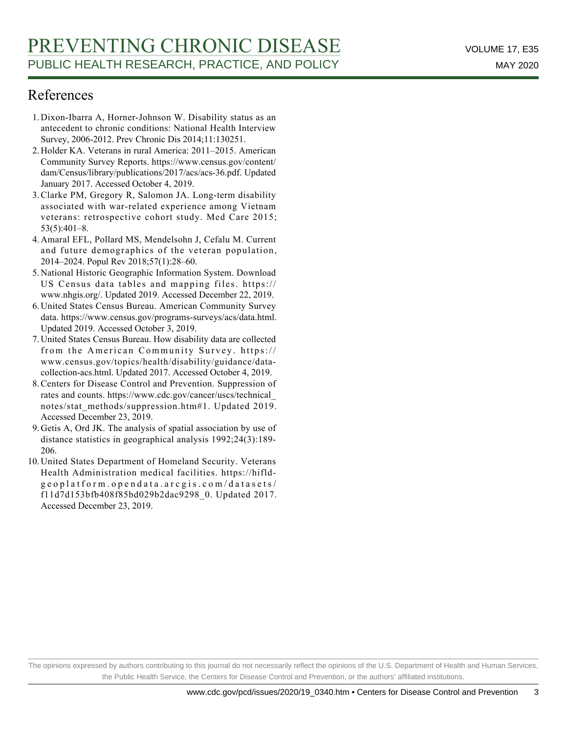## References

1. Dixon-Ibarra A, Horner-Johnson W. Disability status as an antecedent to chronic conditions: National Health Interview Survey, 2006-2012. Prev Chronic Dis 2014;11:130251.
2. Holder KA. Veterans in rural America: 2011–2015. American Community Survey Reports. https://www.census.gov/content/dam/Census/library/publications/2017/acs/acs-36.pdf. Updated January 2017. Accessed October 4, 2019.
3. Clarke PM, Gregory R, Salomon JA. Long-term disability associated with war-related experience among Vietnam veterans: retrospective cohort study. Med Care 2015;53(5):401–8.
4. Amaral EFL, Pollard MS, Mendelsohn J, Cefalu M. Current and future demographics of the veteran population, 2014–2024. Popul Rev 2018;57(1):28–60.
5. National Historic Geographic Information System. Download US Census data tables and mapping files. https://www.nhgis.org/. Updated 2019. Accessed December 22, 2019.
6. United States Census Bureau. American Community Survey data. https://www.census.gov/programs-surveys/acs/data.html. Updated 2019. Accessed October 3, 2019.
7. United States Census Bureau. How disability data are collected from the American Community Survey. https://www.census.gov/topics/health/disability/guidance/data-collection-acs.html. Updated 2017. Accessed October 4, 2019.
8. Centers for Disease Control and Prevention. Suppression of rates and counts. https://www.cdc.gov/cancer/uscs/technical_notes/stat_methods/suppression.htm#1. Updated 2019. Accessed December 23, 2019.
9. Getis A, Ord JK. The analysis of spatial association by use of distance statistics in geographical analysis 1992;24(3):189-206.
10. United States Department of Homeland Security. Veterans Health Administration medical facilities. https://hifld-geoplatform.opendata.arcgis.com/datasets/f11d7d153bfb408f85bd029b2dac9298_0. Updated 2017. Accessed December 23, 2019.

The opinions expressed by authors contributing to this journal do not necessarily reflect the opinions of the U.S. Department of Health and Human Services, the Public Health Service, the Centers for Disease Control and Prevention, or the authors' affiliated institutions.